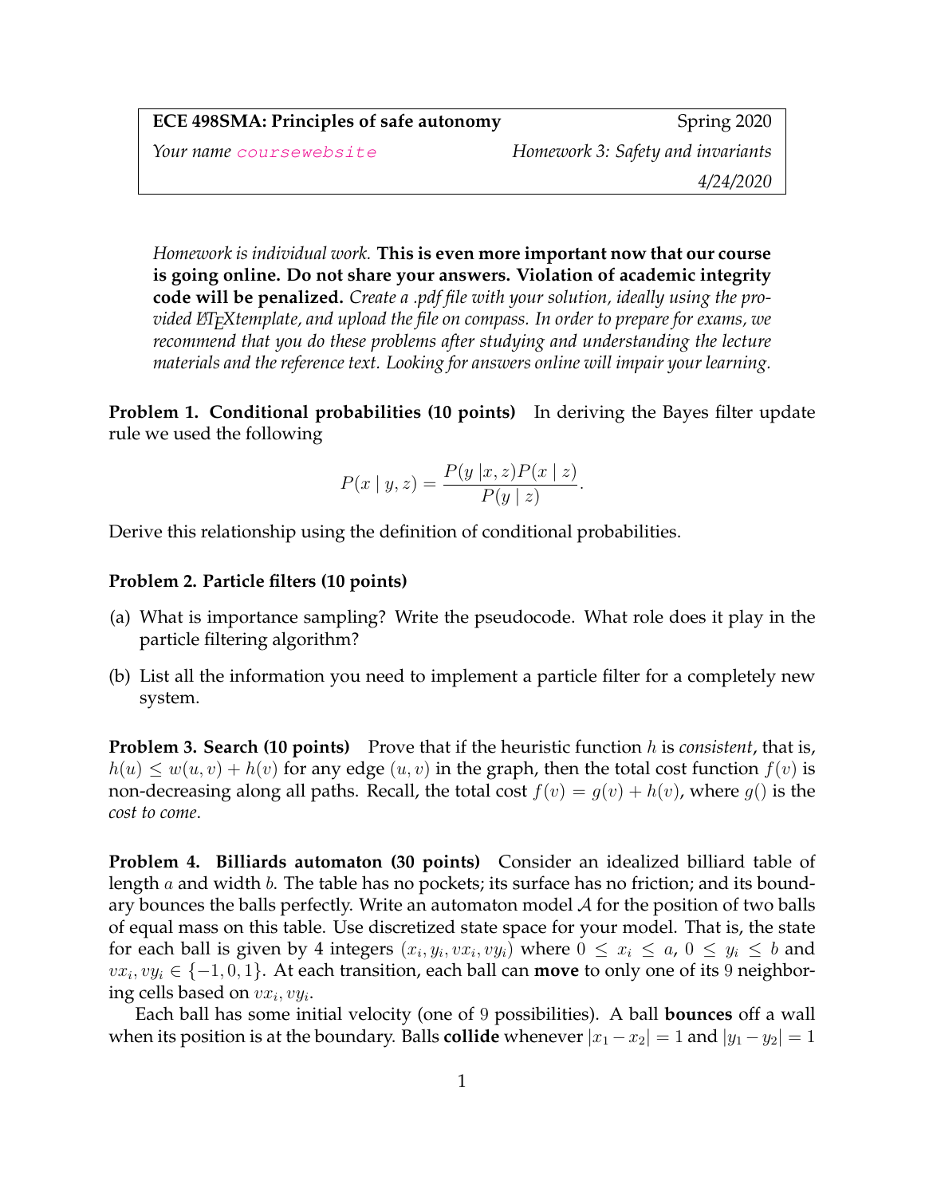| **ECE 498SMA: Principles of safe autonomy** | Spring 2020 |
| --- | --- |
| *Your name* coursewebsite | *Homework 3: Safety and invariants* |
| | *4/24/2020* |

*Homework is individual work.* **This is even more important now that our course is going online. Do not share your answers. Violation of academic integrity code will be penalized.** *Create a .pdf file with your solution, ideally using the provided LaTeXtemplate, and upload the file on compass. In order to prepare for exams, we recommend that you do these problems after studying and understanding the lecture materials and the reference text. Looking for answers online will impair your learning.*

**Problem 1. Conditional probabilities (10 points)** In deriving the Bayes filter update rule we used the following

$$P(x \mid y, z) = \frac{P(y \mid x, z)P(x \mid z)}{P(y \mid z)}.$$

Derive this relationship using the definition of conditional probabilities.

**Problem 2. Particle filters (10 points)**

(a) What is importance sampling? Write the pseudocode. What role does it play in the particle filtering algorithm?

(b) List all the information you need to implement a particle filter for a completely new system.

**Problem 3. Search (10 points)** Prove that if the heuristic function $h$ is *consistent*, that is, $h(u) \leq w(u, v) + h(v)$ for any edge $(u, v)$ in the graph, then the total cost function $f(v)$ is non-decreasing along all paths. Recall, the total cost $f(v) = g(v) + h(v)$, where $g()$ is the *cost to come*.

**Problem 4. Billiards automaton (30 points)** Consider an idealized billiard table of length $a$ and width $b$. The table has no pockets; its surface has no friction; and its boundary bounces the balls perfectly. Write an automaton model $\mathcal{A}$ for the position of two balls of equal mass on this table. Use discretized state space for your model. That is, the state for each ball is given by 4 integers $(x_i, y_i, vx_i, vy_i)$ where $0 \leq x_i \leq a$, $0 \leq y_i \leq b$ and $vx_i, vy_i \in \{-1, 0, 1\}$. At each transition, each ball can **move** to only one of its 9 neighboring cells based on $vx_i, vy_i$.

Each ball has some initial velocity (one of 9 possibilities). A ball **bounces** off a wall when its position is at the boundary. Balls **collide** whenever $|x_1 - x_2| = 1$ and $|y_1 - y_2| = 1$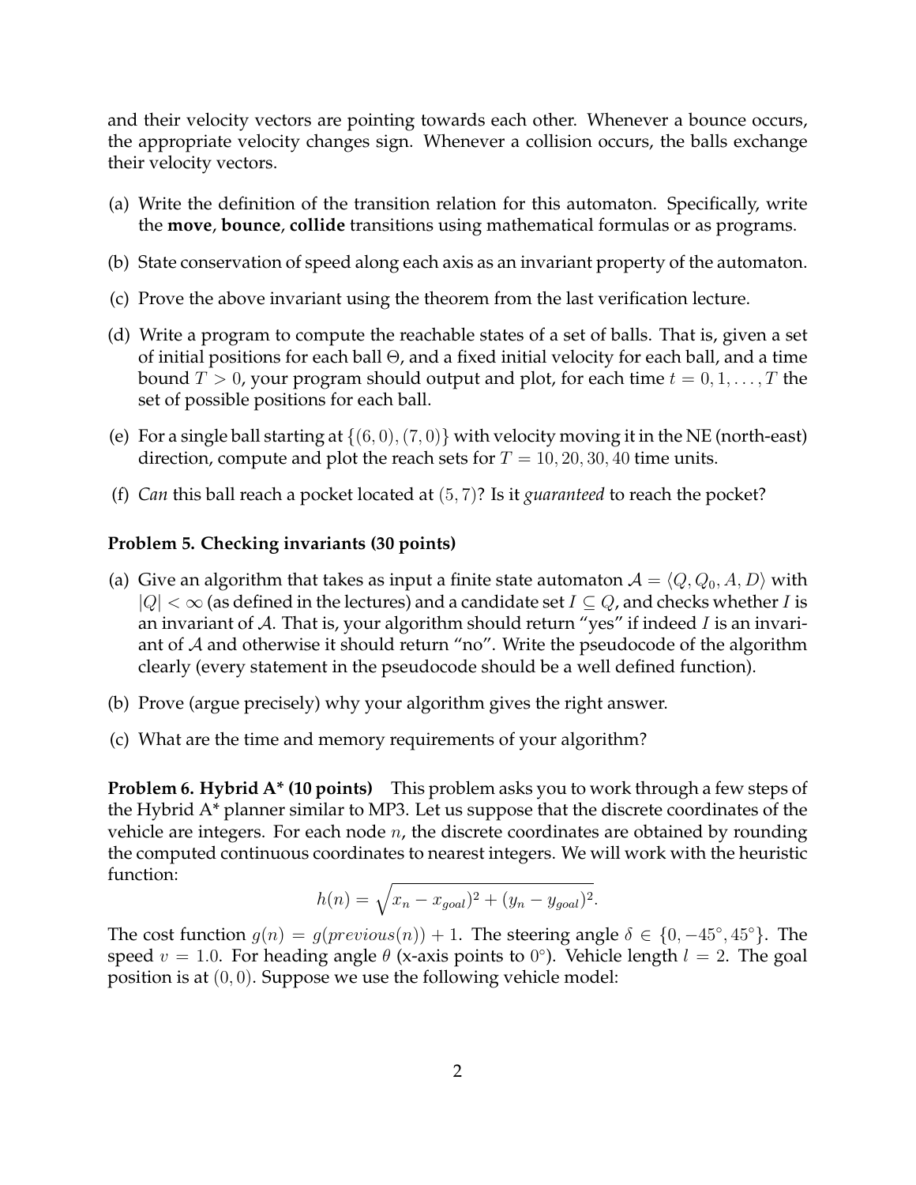and their velocity vectors are pointing towards each other. Whenever a bounce occurs, the appropriate velocity changes sign. Whenever a collision occurs, the balls exchange their velocity vectors.

(a) Write the definition of the transition relation for this automaton. Specifically, write the **move**, **bounce**, **collide** transitions using mathematical formulas or as programs.

(b) State conservation of speed along each axis as an invariant property of the automaton.

(c) Prove the above invariant using the theorem from the last verification lecture.

(d) Write a program to compute the reachable states of a set of balls. That is, given a set of initial positions for each ball $\Theta$, and a fixed initial velocity for each ball, and a time bound $T > 0$, your program should output and plot, for each time $t = 0, 1, \ldots, T$ the set of possible positions for each ball.

(e) For a single ball starting at $\{(6, 0), (7, 0)\}$ with velocity moving it in the NE (north-east) direction, compute and plot the reach sets for $T = 10, 20, 30, 40$ time units.

(f) *Can* this ball reach a pocket located at $(5, 7)$? Is it *guaranteed* to reach the pocket?

**Problem 5. Checking invariants (30 points)**

(a) Give an algorithm that takes as input a finite state automaton $\mathcal{A} = \langle Q, Q_0, A, D \rangle$ with $|Q| < \infty$ (as defined in the lectures) and a candidate set $I \subseteq Q$, and checks whether $I$ is an invariant of $\mathcal{A}$. That is, your algorithm should return "yes" if indeed $I$ is an invariant of $\mathcal{A}$ and otherwise it should return "no". Write the pseudocode of the algorithm clearly (every statement in the pseudocode should be a well defined function).

(b) Prove (argue precisely) why your algorithm gives the right answer.

(c) What are the time and memory requirements of your algorithm?

**Problem 6. Hybrid A* (10 points)** This problem asks you to work through a few steps of the Hybrid A* planner similar to MP3. Let us suppose that the discrete coordinates of the vehicle are integers. For each node $n$, the discrete coordinates are obtained by rounding the computed continuous coordinates to nearest integers. We will work with the heuristic function:

$$h(n) = \sqrt{x_n - x_{goal})^2 + (y_n - y_{goal})^2}.$$

The cost function $g(n) = g(previous(n)) + 1$. The steering angle $\delta \in \{0, -45^\circ, 45^\circ\}$. The speed $v = 1.0$. For heading angle $\theta$ (x-axis points to $0^\circ$). Vehicle length $l = 2$. The goal position is at $(0, 0)$. Suppose we use the following vehicle model: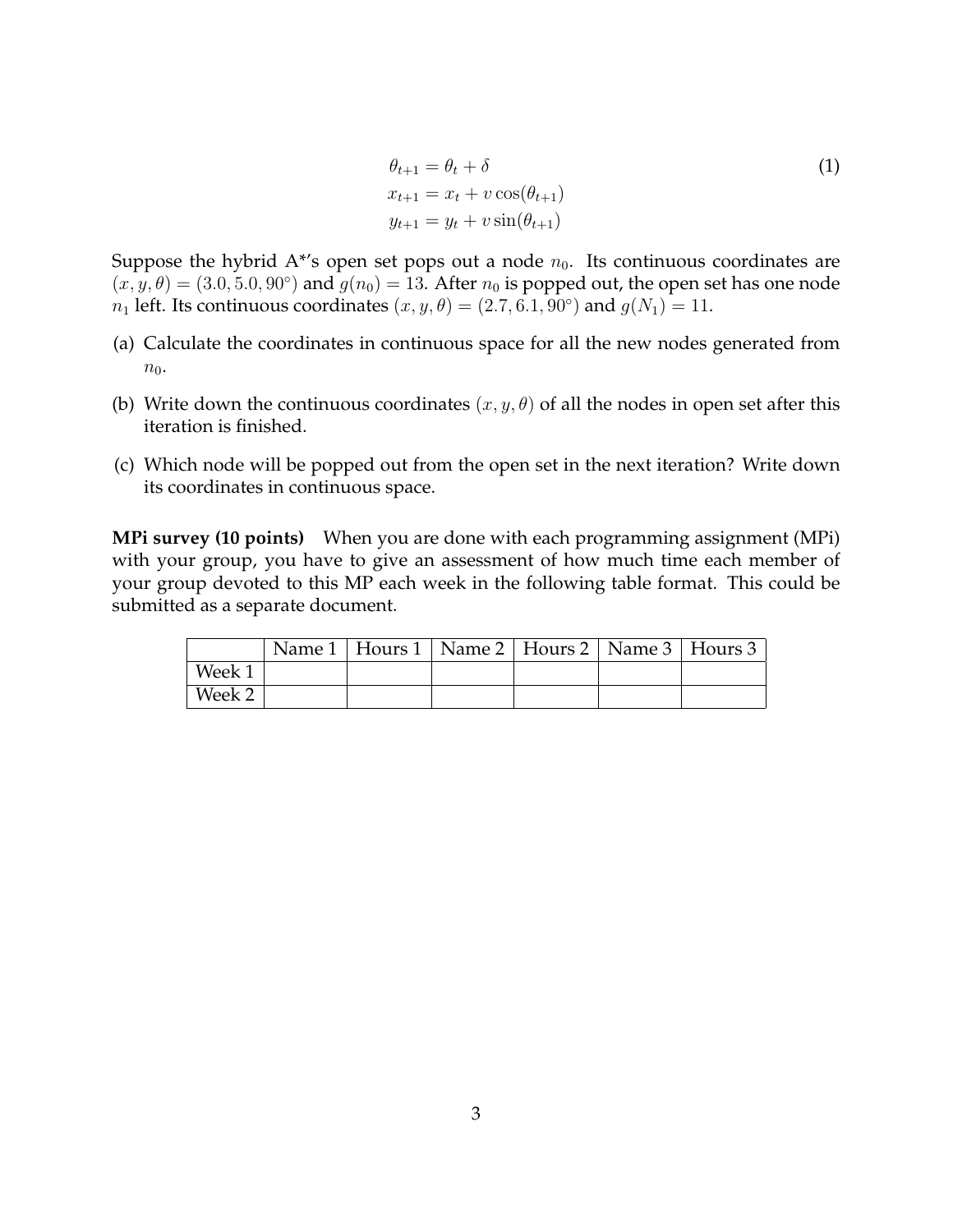$$\theta_{t+1} = \theta_t + \delta$$
$$x_{t+1} = x_t + v\cos(\theta_{t+1}) \tag{1}$$
$$y_{t+1} = y_t + v\sin(\theta_{t+1})$$

Suppose the hybrid A*'s open set pops out a node $n_0$. Its continuous coordinates are $(x, y, \theta) = (3.0, 5.0, 90°)$ and $g(n_0) = 13$. After $n_0$ is popped out, the open set has one node $n_1$ left. Its continuous coordinates $(x, y, \theta) = (2.7, 6.1, 90°)$ and $g(N_1) = 11$.

(a) Calculate the coordinates in continuous space for all the new nodes generated from $n_0$.

(b) Write down the continuous coordinates $(x, y, \theta)$ of all the nodes in open set after this iteration is finished.

(c) Which node will be popped out from the open set in the next iteration? Write down its coordinates in continuous space.

**MPi survey (10 points)** When you are done with each programming assignment (MPi) with your group, you have to give an assessment of how much time each member of your group devoted to this MP each week in the following table format. This could be submitted as a separate document.

| | Name 1 | Hours 1 | Name 2 | Hours 2 | Name 3 | Hours 3 |
|---|---|---|---|---|---|---|
| Week 1 | | | | | | |
| Week 2 | | | | | | |